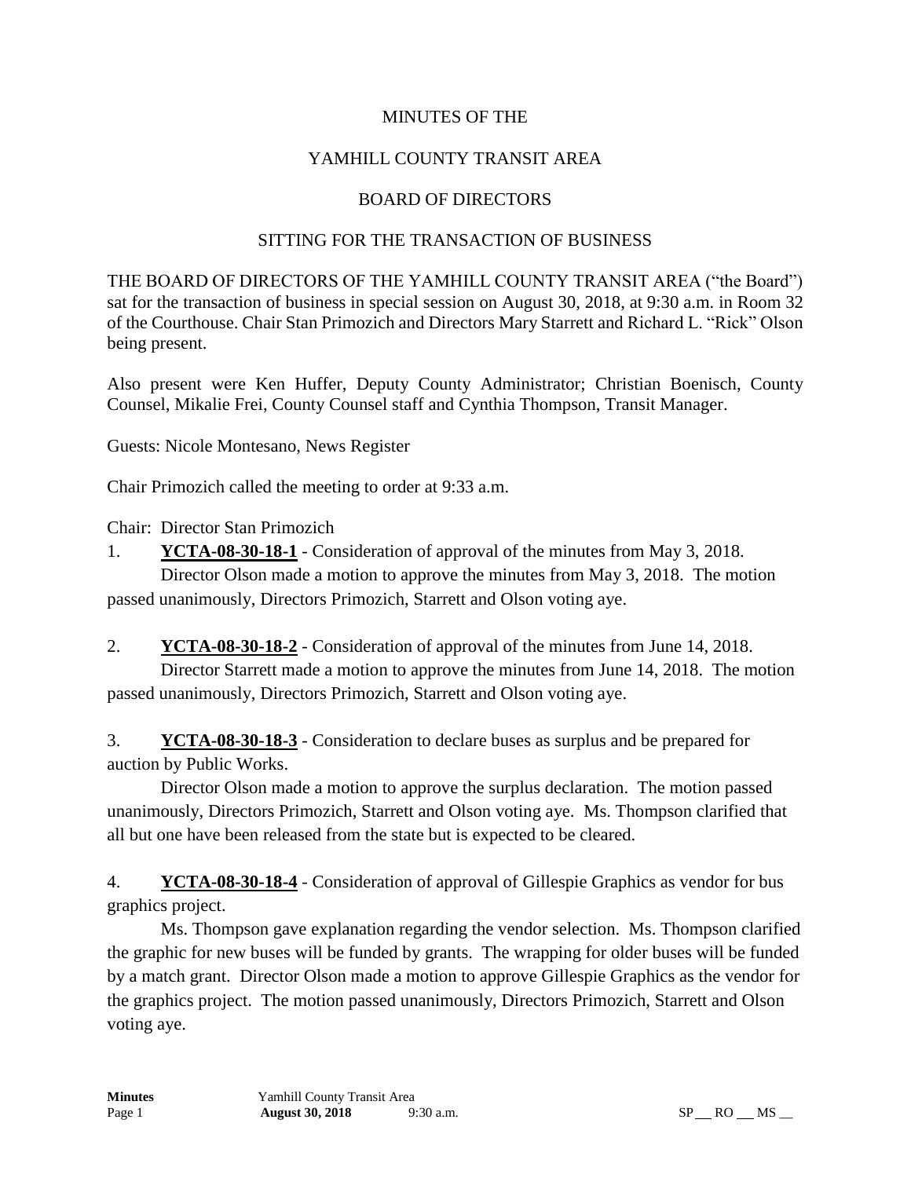# MINUTES OF THE

# YAMHILL COUNTY TRANSIT AREA

# BOARD OF DIRECTORS

## SITTING FOR THE TRANSACTION OF BUSINESS

THE BOARD OF DIRECTORS OF THE YAMHILL COUNTY TRANSIT AREA ("the Board") sat for the transaction of business in special session on August 30, 2018, at 9:30 a.m. in Room 32 of the Courthouse. Chair Stan Primozich and Directors Mary Starrett and Richard L. "Rick" Olson being present.

Also present were Ken Huffer, Deputy County Administrator; Christian Boenisch, County Counsel, Mikalie Frei, County Counsel staff and Cynthia Thompson, Transit Manager.

Guests: Nicole Montesano, News Register

Chair Primozich called the meeting to order at 9:33 a.m.

Chair: Director Stan Primozich

1. **YCTA-08-30-18-1** - Consideration of approval of the minutes from May 3, 2018.
   Director Olson made a motion to approve the minutes from May 3, 2018. The motion passed unanimously, Directors Primozich, Starrett and Olson voting aye.

2. **YCTA-08-30-18-2** - Consideration of approval of the minutes from June 14, 2018.
   Director Starrett made a motion to approve the minutes from June 14, 2018. The motion passed unanimously, Directors Primozich, Starrett and Olson voting aye.

3. **YCTA-08-30-18-3** - Consideration to declare buses as surplus and be prepared for auction by Public Works.
   Director Olson made a motion to approve the surplus declaration. The motion passed unanimously, Directors Primozich, Starrett and Olson voting aye. Ms. Thompson clarified that all but one have been released from the state but is expected to be cleared.

4. **YCTA-08-30-18-4** - Consideration of approval of Gillespie Graphics as vendor for bus graphics project.
   Ms. Thompson gave explanation regarding the vendor selection. Ms. Thompson clarified the graphic for new buses will be funded by grants. The wrapping for older buses will be funded by a match grant. Director Olson made a motion to approve Gillespie Graphics as the vendor for the graphics project. The motion passed unanimously, Directors Primozich, Starrett and Olson voting aye.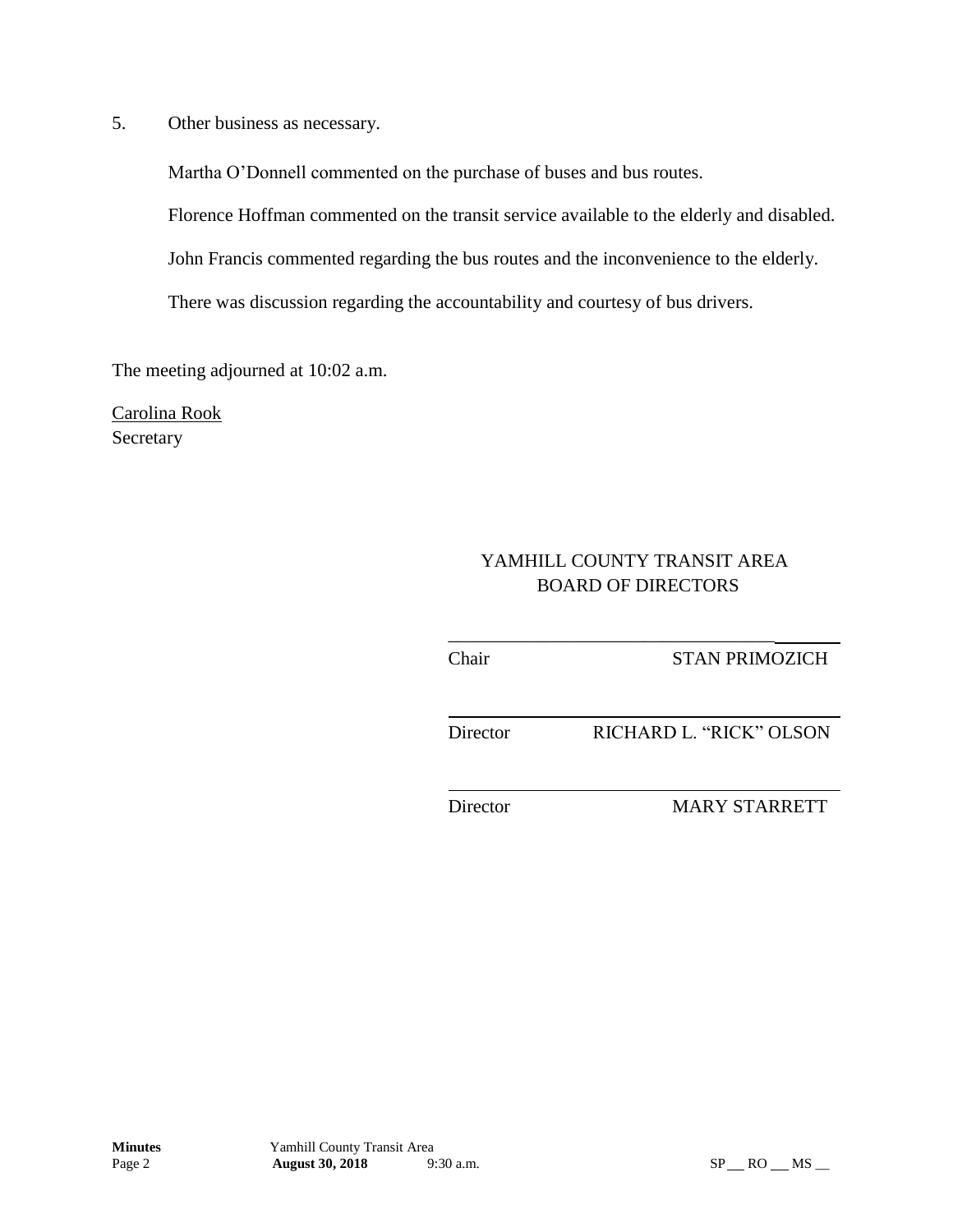5. Other business as necessary.

   Martha O'Donnell commented on the purchase of buses and bus routes.

   Florence Hoffman commented on the transit service available to the elderly and disabled.

   John Francis commented regarding the bus routes and the inconvenience to the elderly.

   There was discussion regarding the accountability and courtesy of bus drivers.

The meeting adjourned at 10:02 a.m.

Carolina Rook
Secretary

YAMHILL COUNTY TRANSIT AREA
BOARD OF DIRECTORS

\_\_\_\_\_\_\_\_\_\_\_\_\_\_\_\_\_\_\_\_\_\_\_\_\_\_\_\_\_\_\_\_\_\_\_\_\_\_

Chair STAN PRIMOZICH

\_\_\_\_\_\_\_\_\_\_\_\_\_\_\_\_\_\_\_\_\_\_\_\_\_\_\_\_\_\_\_\_\_\_\_\_\_\_

Director RICHARD L. "RICK" OLSON

\_\_\_\_\_\_\_\_\_\_\_\_\_\_\_\_\_\_\_\_\_\_\_\_\_\_\_\_\_\_\_\_\_\_\_\_\_\_

Director MARY STARRETT